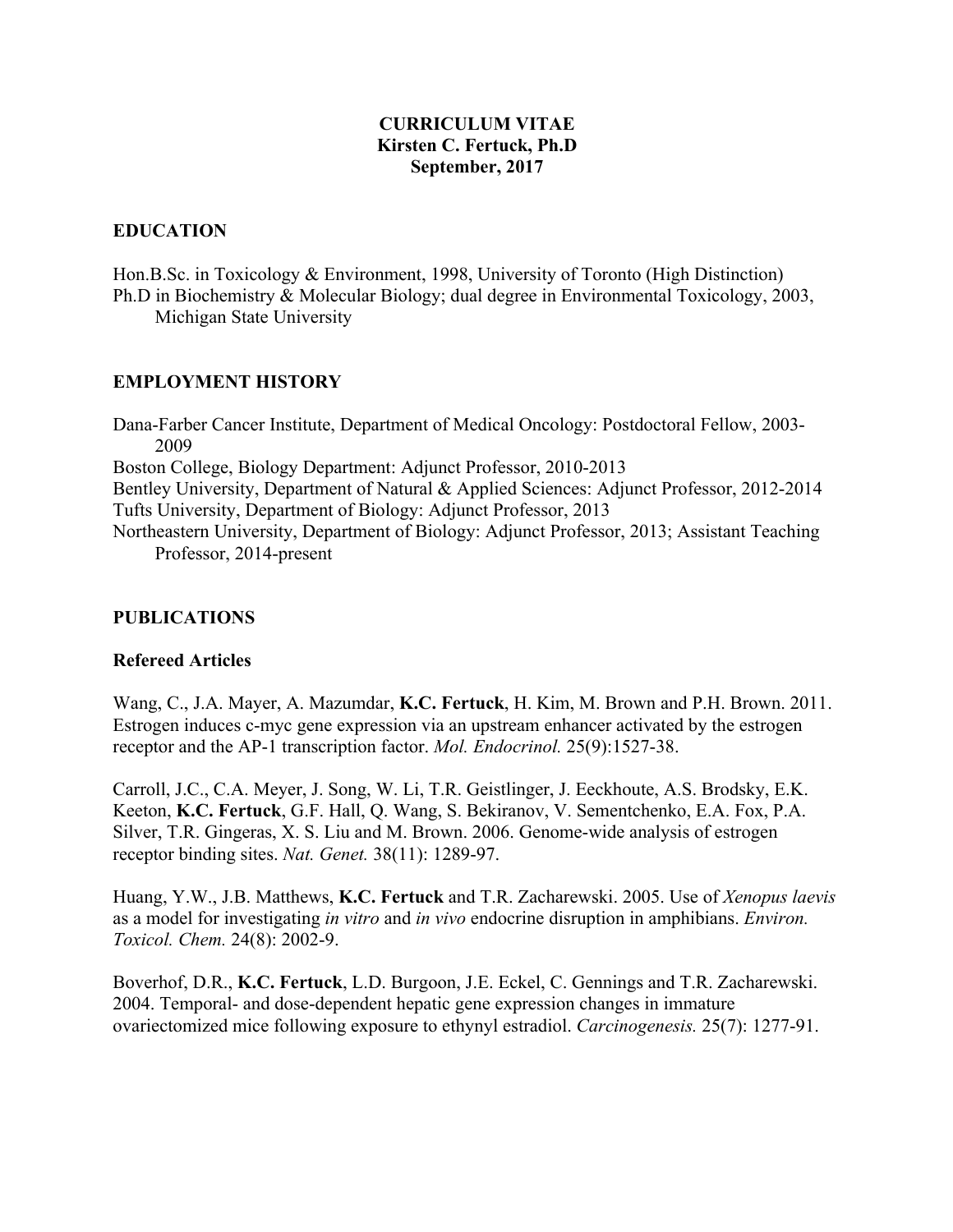# CURRICULUM VITAE
# Kirsten C. Fertuck, Ph.D
# September, 2017

## EDUCATION

Hon.B.Sc. in Toxicology & Environment, 1998, University of Toronto (High Distinction)
Ph.D in Biochemistry & Molecular Biology; dual degree in Environmental Toxicology, 2003, Michigan State University

## EMPLOYMENT HISTORY

Dana-Farber Cancer Institute, Department of Medical Oncology: Postdoctoral Fellow, 2003-2009
Boston College, Biology Department: Adjunct Professor, 2010-2013
Bentley University, Department of Natural & Applied Sciences: Adjunct Professor, 2012-2014
Tufts University, Department of Biology: Adjunct Professor, 2013
Northeastern University, Department of Biology: Adjunct Professor, 2013; Assistant Teaching Professor, 2014-present

## PUBLICATIONS

### Refereed Articles

Wang, C., J.A. Mayer, A. Mazumdar, **K.C. Fertuck**, H. Kim, M. Brown and P.H. Brown. 2011. Estrogen induces c-myc gene expression via an upstream enhancer activated by the estrogen receptor and the AP-1 transcription factor. *Mol. Endocrinol.* 25(9):1527-38.

Carroll, J.C., C.A. Meyer, J. Song, W. Li, T.R. Geistlinger, J. Eeckhoute, A.S. Brodsky, E.K. Keeton, **K.C. Fertuck**, G.F. Hall, Q. Wang, S. Bekiranov, V. Sementchenko, E.A. Fox, P.A. Silver, T.R. Gingeras, X. S. Liu and M. Brown. 2006. Genome-wide analysis of estrogen receptor binding sites. *Nat. Genet.* 38(11): 1289-97.

Huang, Y.W., J.B. Matthews, **K.C. Fertuck** and T.R. Zacharewski. 2005. Use of *Xenopus laevis* as a model for investigating *in vitro* and *in vivo* endocrine disruption in amphibians. *Environ. Toxicol. Chem.* 24(8): 2002-9.

Boverhof, D.R., **K.C. Fertuck**, L.D. Burgoon, J.E. Eckel, C. Gennings and T.R. Zacharewski. 2004. Temporal- and dose-dependent hepatic gene expression changes in immature ovariectomized mice following exposure to ethynyl estradiol. *Carcinogenesis.* 25(7): 1277-91.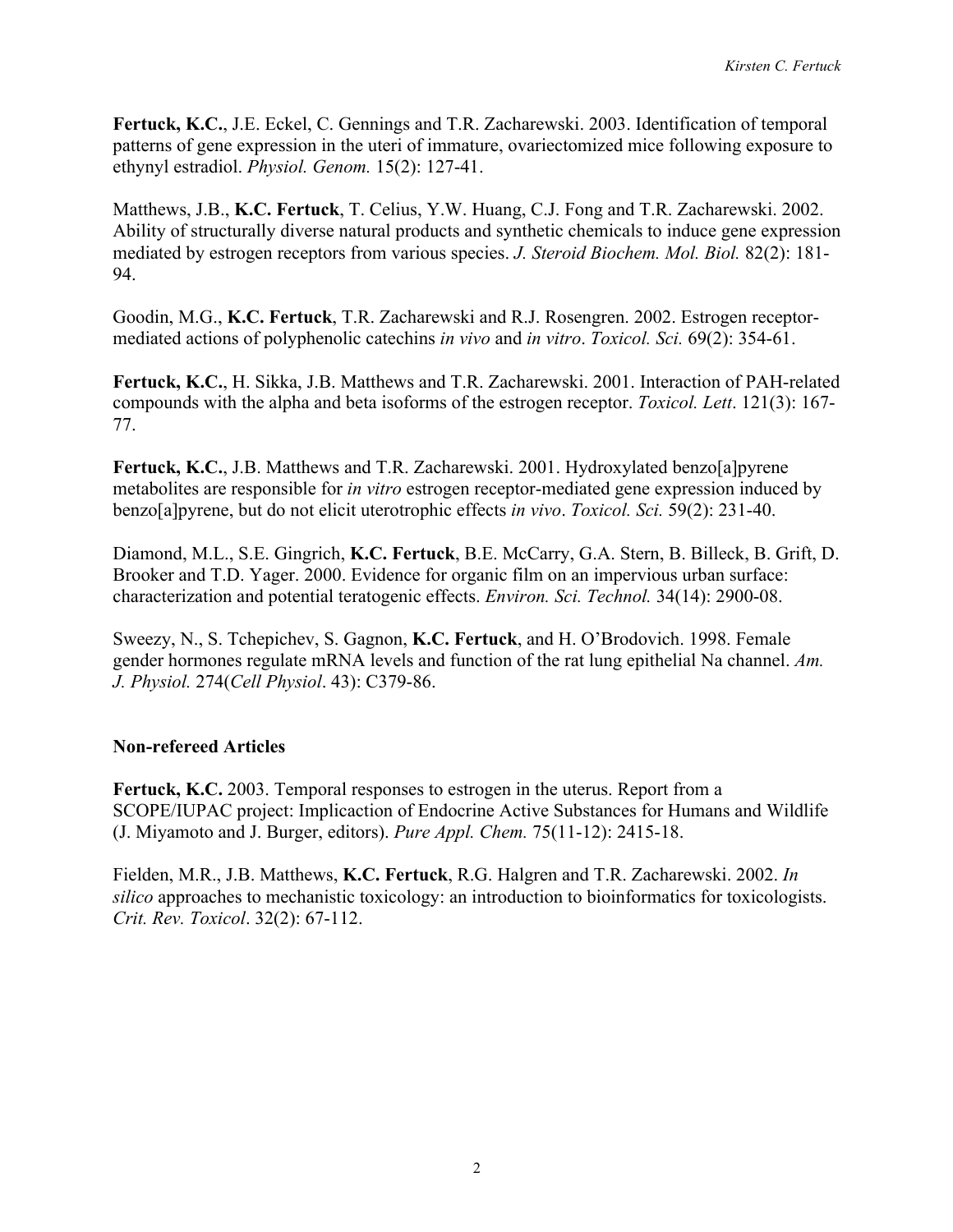**Fertuck, K.C.**, J.E. Eckel, C. Gennings and T.R. Zacharewski. 2003. Identification of temporal patterns of gene expression in the uteri of immature, ovariectomized mice following exposure to ethynyl estradiol. *Physiol. Genom.* 15(2): 127-41.

Matthews, J.B., **K.C. Fertuck**, T. Celius, Y.W. Huang, C.J. Fong and T.R. Zacharewski. 2002. Ability of structurally diverse natural products and synthetic chemicals to induce gene expression mediated by estrogen receptors from various species. *J. Steroid Biochem. Mol. Biol.* 82(2): 181-94.

Goodin, M.G., **K.C. Fertuck**, T.R. Zacharewski and R.J. Rosengren. 2002. Estrogen receptor-mediated actions of polyphenolic catechins *in vivo* and *in vitro*. *Toxicol. Sci.* 69(2): 354-61.

**Fertuck, K.C.**, H. Sikka, J.B. Matthews and T.R. Zacharewski. 2001. Interaction of PAH-related compounds with the alpha and beta isoforms of the estrogen receptor. *Toxicol. Lett*. 121(3): 167-77.

**Fertuck, K.C.**, J.B. Matthews and T.R. Zacharewski. 2001. Hydroxylated benzo[a]pyrene metabolites are responsible for *in vitro* estrogen receptor-mediated gene expression induced by benzo[a]pyrene, but do not elicit uterotrophic effects *in vivo*. *Toxicol. Sci.* 59(2): 231-40.

Diamond, M.L., S.E. Gingrich, **K.C. Fertuck**, B.E. McCarry, G.A. Stern, B. Billeck, B. Grift, D. Brooker and T.D. Yager. 2000. Evidence for organic film on an impervious urban surface: characterization and potential teratogenic effects. *Environ. Sci. Technol.* 34(14): 2900-08.

Sweezy, N., S. Tchepichev, S. Gagnon, **K.C. Fertuck**, and H. O'Brodovich. 1998. Female gender hormones regulate mRNA levels and function of the rat lung epithelial Na channel. *Am. J. Physiol.* 274(*Cell Physiol*. 43): C379-86.

### Non-refereed Articles

**Fertuck, K.C.** 2003. Temporal responses to estrogen in the uterus. Report from a SCOPE/IUPAC project: Implicaction of Endocrine Active Substances for Humans and Wildlife (J. Miyamoto and J. Burger, editors). *Pure Appl. Chem.* 75(11-12): 2415-18.

Fielden, M.R., J.B. Matthews, **K.C. Fertuck**, R.G. Halgren and T.R. Zacharewski. 2002. *In silico* approaches to mechanistic toxicology: an introduction to bioinformatics for toxicologists. *Crit. Rev. Toxicol*. 32(2): 67-112.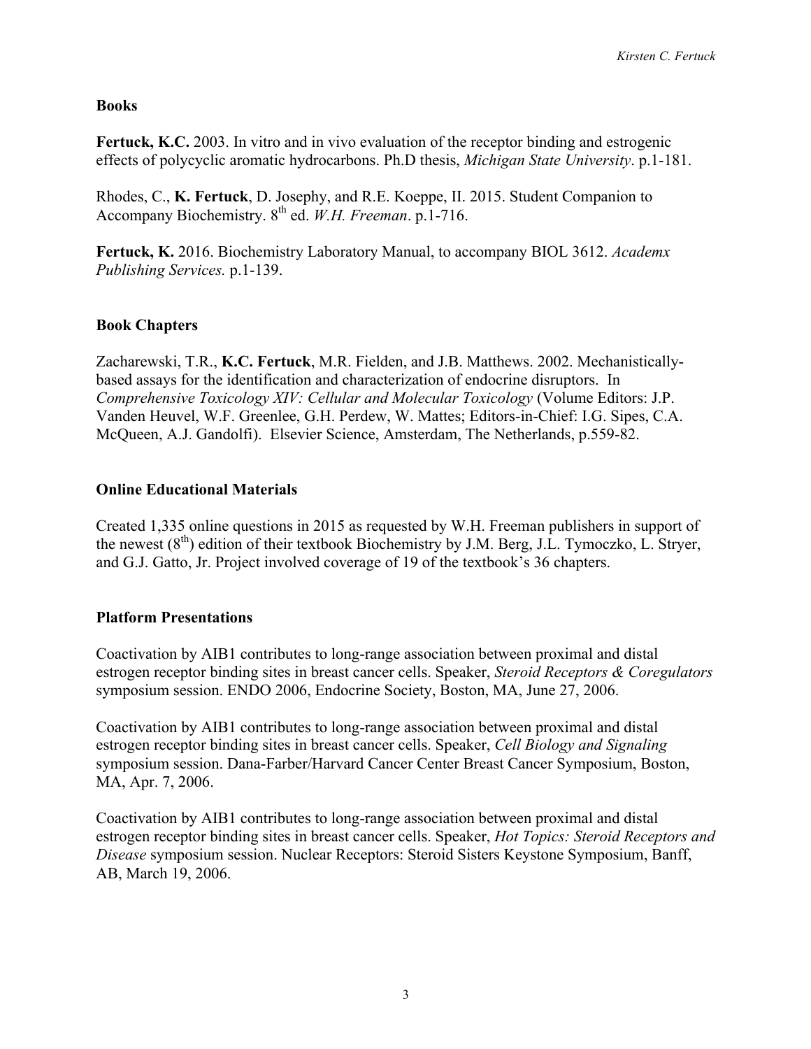## Books

**Fertuck, K.C.** 2003. In vitro and in vivo evaluation of the receptor binding and estrogenic effects of polycyclic aromatic hydrocarbons. Ph.D thesis, *Michigan State University*. p.1-181.

Rhodes, C., **K. Fertuck**, D. Josephy, and R.E. Koeppe, II. 2015. Student Companion to Accompany Biochemistry. 8th ed. *W.H. Freeman*. p.1-716.

**Fertuck, K.** 2016. Biochemistry Laboratory Manual, to accompany BIOL 3612. *Academx Publishing Services.* p.1-139.

## Book Chapters

Zacharewski, T.R., **K.C. Fertuck**, M.R. Fielden, and J.B. Matthews. 2002. Mechanistically-based assays for the identification and characterization of endocrine disruptors. In *Comprehensive Toxicology XIV: Cellular and Molecular Toxicology* (Volume Editors: J.P. Vanden Heuvel, W.F. Greenlee, G.H. Perdew, W. Mattes; Editors-in-Chief: I.G. Sipes, C.A. McQueen, A.J. Gandolfi). Elsevier Science, Amsterdam, The Netherlands, p.559-82.

## Online Educational Materials

Created 1,335 online questions in 2015 as requested by W.H. Freeman publishers in support of the newest (8th) edition of their textbook Biochemistry by J.M. Berg, J.L. Tymoczko, L. Stryer, and G.J. Gatto, Jr. Project involved coverage of 19 of the textbook's 36 chapters.

## Platform Presentations

Coactivation by AIB1 contributes to long-range association between proximal and distal estrogen receptor binding sites in breast cancer cells. Speaker, *Steroid Receptors & Coregulators* symposium session. ENDO 2006, Endocrine Society, Boston, MA, June 27, 2006.

Coactivation by AIB1 contributes to long-range association between proximal and distal estrogen receptor binding sites in breast cancer cells. Speaker, *Cell Biology and Signaling* symposium session. Dana-Farber/Harvard Cancer Center Breast Cancer Symposium, Boston, MA, Apr. 7, 2006.

Coactivation by AIB1 contributes to long-range association between proximal and distal estrogen receptor binding sites in breast cancer cells. Speaker, *Hot Topics: Steroid Receptors and Disease* symposium session. Nuclear Receptors: Steroid Sisters Keystone Symposium, Banff, AB, March 19, 2006.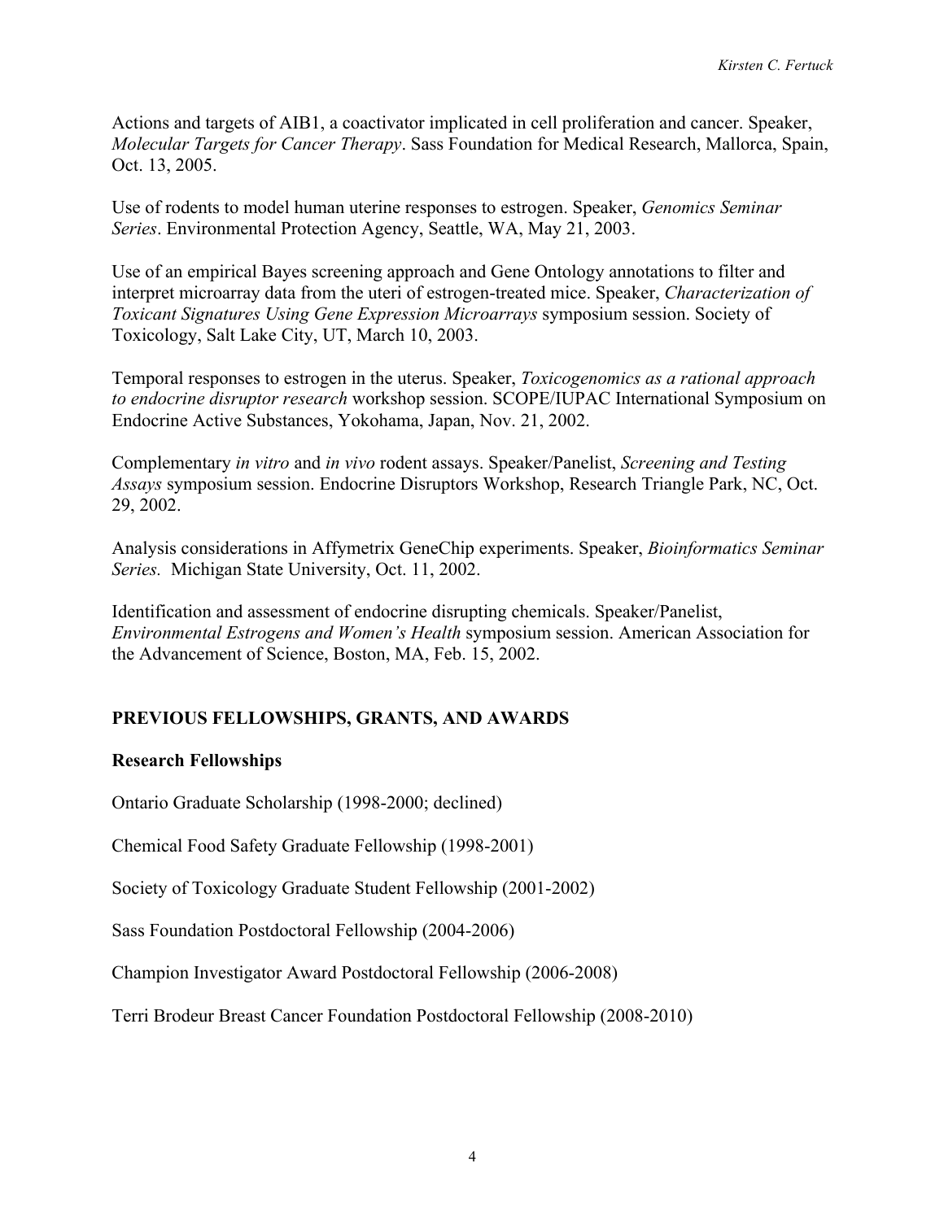Actions and targets of AIB1, a coactivator implicated in cell proliferation and cancer. Speaker, *Molecular Targets for Cancer Therapy*. Sass Foundation for Medical Research, Mallorca, Spain, Oct. 13, 2005.

Use of rodents to model human uterine responses to estrogen. Speaker, *Genomics Seminar Series*. Environmental Protection Agency, Seattle, WA, May 21, 2003.

Use of an empirical Bayes screening approach and Gene Ontology annotations to filter and interpret microarray data from the uteri of estrogen-treated mice. Speaker, *Characterization of Toxicant Signatures Using Gene Expression Microarrays* symposium session. Society of Toxicology, Salt Lake City, UT, March 10, 2003.

Temporal responses to estrogen in the uterus. Speaker, *Toxicogenomics as a rational approach to endocrine disruptor research* workshop session. SCOPE/IUPAC International Symposium on Endocrine Active Substances, Yokohama, Japan, Nov. 21, 2002.

Complementary *in vitro* and *in vivo* rodent assays. Speaker/Panelist, *Screening and Testing Assays* symposium session. Endocrine Disruptors Workshop, Research Triangle Park, NC, Oct. 29, 2002.

Analysis considerations in Affymetrix GeneChip experiments. Speaker, *Bioinformatics Seminar Series.* Michigan State University, Oct. 11, 2002.

Identification and assessment of endocrine disrupting chemicals. Speaker/Panelist, *Environmental Estrogens and Women's Health* symposium session. American Association for the Advancement of Science, Boston, MA, Feb. 15, 2002.

## PREVIOUS FELLOWSHIPS, GRANTS, AND AWARDS

### Research Fellowships

Ontario Graduate Scholarship (1998-2000; declined)

Chemical Food Safety Graduate Fellowship (1998-2001)

Society of Toxicology Graduate Student Fellowship (2001-2002)

Sass Foundation Postdoctoral Fellowship (2004-2006)

Champion Investigator Award Postdoctoral Fellowship (2006-2008)

Terri Brodeur Breast Cancer Foundation Postdoctoral Fellowship (2008-2010)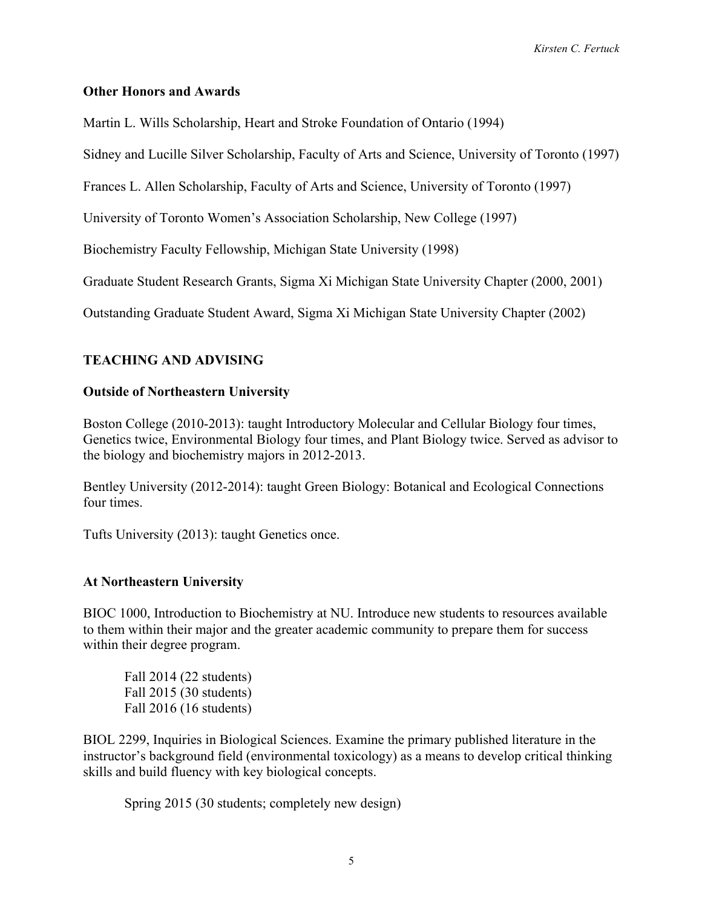### Other Honors and Awards

Martin L. Wills Scholarship, Heart and Stroke Foundation of Ontario (1994)

Sidney and Lucille Silver Scholarship, Faculty of Arts and Science, University of Toronto (1997)

Frances L. Allen Scholarship, Faculty of Arts and Science, University of Toronto (1997)

University of Toronto Women's Association Scholarship, New College (1997)

Biochemistry Faculty Fellowship, Michigan State University (1998)

Graduate Student Research Grants, Sigma Xi Michigan State University Chapter (2000, 2001)

Outstanding Graduate Student Award, Sigma Xi Michigan State University Chapter (2002)

## TEACHING AND ADVISING

### Outside of Northeastern University

Boston College (2010-2013): taught Introductory Molecular and Cellular Biology four times, Genetics twice, Environmental Biology four times, and Plant Biology twice. Served as advisor to the biology and biochemistry majors in 2012-2013.

Bentley University (2012-2014): taught Green Biology: Botanical and Ecological Connections four times.

Tufts University (2013): taught Genetics once.

### At Northeastern University

BIOC 1000, Introduction to Biochemistry at NU. Introduce new students to resources available to them within their major and the greater academic community to prepare them for success within their degree program.

Fall 2014 (22 students)  
Fall 2015 (30 students)  
Fall 2016 (16 students)

BIOL 2299, Inquiries in Biological Sciences. Examine the primary published literature in the instructor's background field (environmental toxicology) as a means to develop critical thinking skills and build fluency with key biological concepts.

Spring 2015 (30 students; completely new design)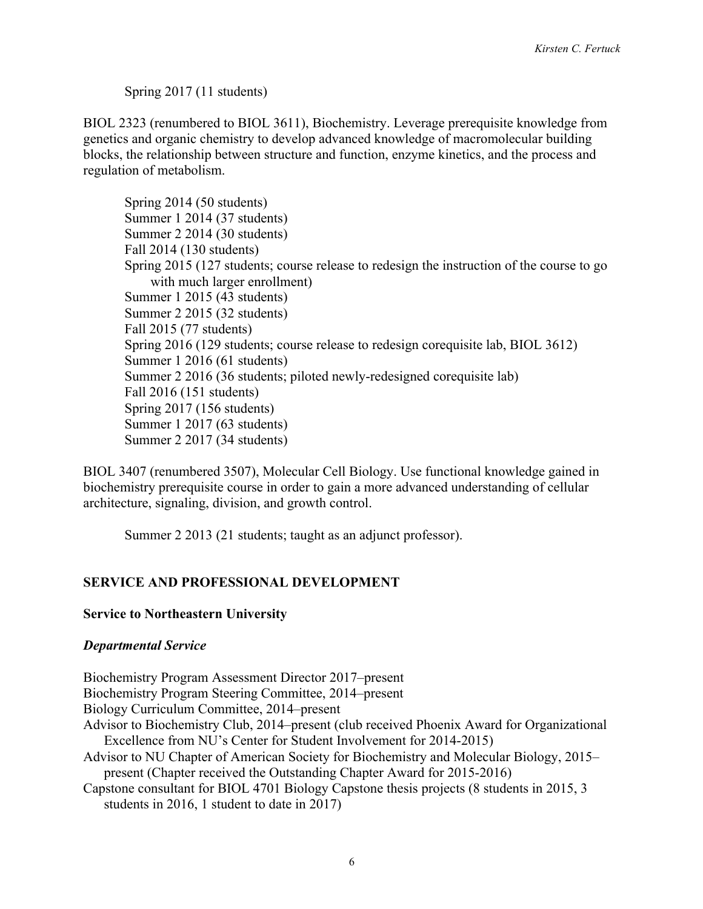Spring 2017 (11 students)

BIOL 2323 (renumbered to BIOL 3611), Biochemistry. Leverage prerequisite knowledge from genetics and organic chemistry to develop advanced knowledge of macromolecular building blocks, the relationship between structure and function, enzyme kinetics, and the process and regulation of metabolism.

- Spring 2014 (50 students)
- Summer 1 2014 (37 students)
- Summer 2 2014 (30 students)
- Fall 2014 (130 students)
- Spring 2015 (127 students; course release to redesign the instruction of the course to go with much larger enrollment)
- Summer 1 2015 (43 students)
- Summer 2 2015 (32 students)
- Fall 2015 (77 students)
- Spring 2016 (129 students; course release to redesign corequisite lab, BIOL 3612)
- Summer 1 2016 (61 students)
- Summer 2 2016 (36 students; piloted newly-redesigned corequisite lab)
- Fall 2016 (151 students)
- Spring 2017 (156 students)
- Summer 1 2017 (63 students)
- Summer 2 2017 (34 students)

BIOL 3407 (renumbered 3507), Molecular Cell Biology. Use functional knowledge gained in biochemistry prerequisite course in order to gain a more advanced understanding of cellular architecture, signaling, division, and growth control.

Summer 2 2013 (21 students; taught as an adjunct professor).

## SERVICE AND PROFESSIONAL DEVELOPMENT

### Service to Northeastern University

#### *Departmental Service*

Biochemistry Program Assessment Director 2017–present

Biochemistry Program Steering Committee, 2014–present

Biology Curriculum Committee, 2014–present

Advisor to Biochemistry Club, 2014–present (club received Phoenix Award for Organizational Excellence from NU's Center for Student Involvement for 2014-2015)

Advisor to NU Chapter of American Society for Biochemistry and Molecular Biology, 2015–present (Chapter received the Outstanding Chapter Award for 2015-2016)

Capstone consultant for BIOL 4701 Biology Capstone thesis projects (8 students in 2015, 3 students in 2016, 1 student to date in 2017)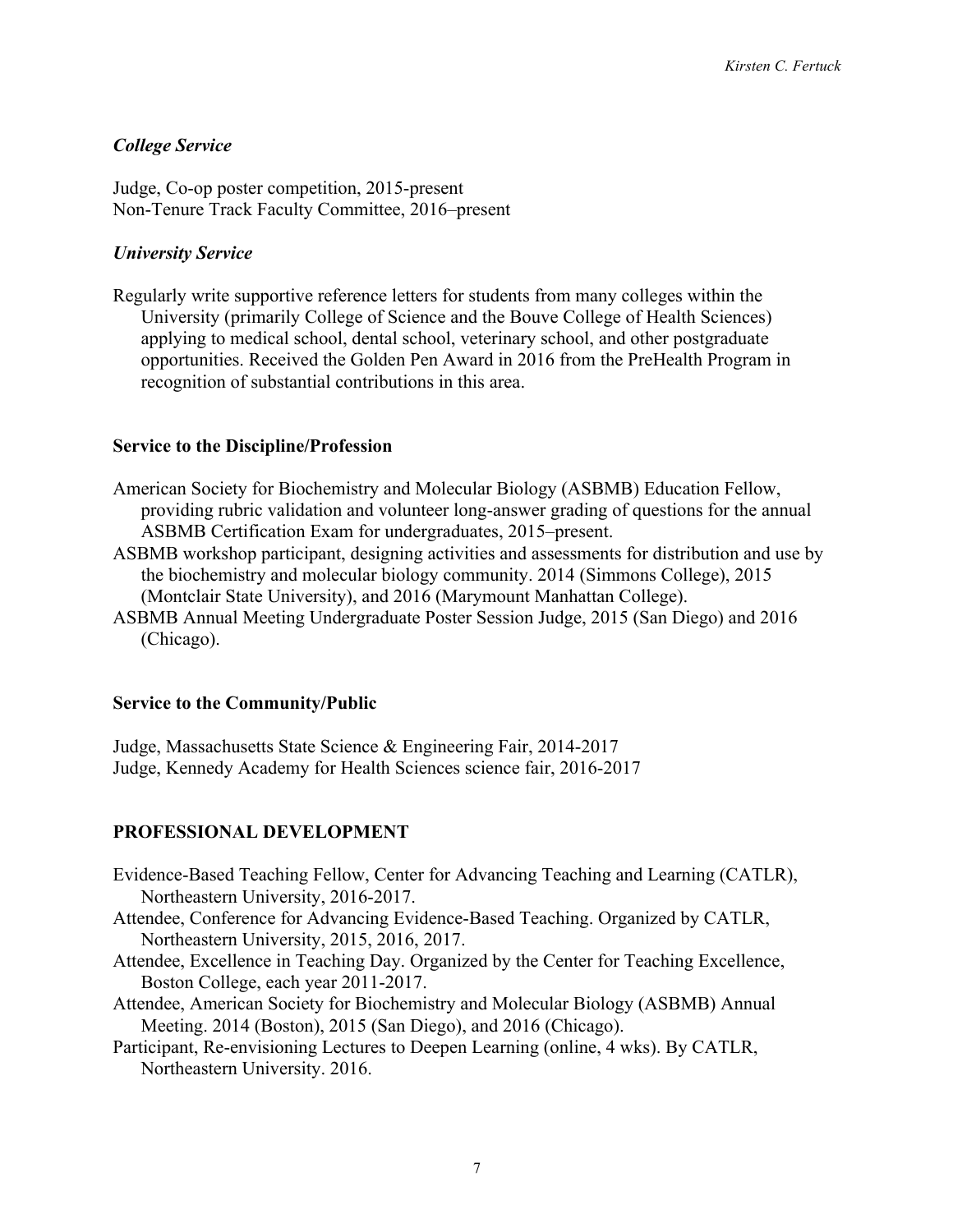### *College Service*

Judge, Co-op poster competition, 2015-present
Non-Tenure Track Faculty Committee, 2016–present

### *University Service*

Regularly write supportive reference letters for students from many colleges within the University (primarily College of Science and the Bouve College of Health Sciences) applying to medical school, dental school, veterinary school, and other postgraduate opportunities. Received the Golden Pen Award in 2016 from the PreHealth Program in recognition of substantial contributions in this area.

### **Service to the Discipline/Profession**

American Society for Biochemistry and Molecular Biology (ASBMB) Education Fellow, providing rubric validation and volunteer long-answer grading of questions for the annual ASBMB Certification Exam for undergraduates, 2015–present.

ASBMB workshop participant, designing activities and assessments for distribution and use by the biochemistry and molecular biology community. 2014 (Simmons College), 2015 (Montclair State University), and 2016 (Marymount Manhattan College).

ASBMB Annual Meeting Undergraduate Poster Session Judge, 2015 (San Diego) and 2016 (Chicago).

### **Service to the Community/Public**

Judge, Massachusetts State Science & Engineering Fair, 2014-2017
Judge, Kennedy Academy for Health Sciences science fair, 2016-2017

## **PROFESSIONAL DEVELOPMENT**

Evidence-Based Teaching Fellow, Center for Advancing Teaching and Learning (CATLR), Northeastern University, 2016-2017.

Attendee, Conference for Advancing Evidence-Based Teaching. Organized by CATLR, Northeastern University, 2015, 2016, 2017.

Attendee, Excellence in Teaching Day. Organized by the Center for Teaching Excellence, Boston College, each year 2011-2017.

Attendee, American Society for Biochemistry and Molecular Biology (ASBMB) Annual Meeting. 2014 (Boston), 2015 (San Diego), and 2016 (Chicago).

Participant, Re-envisioning Lectures to Deepen Learning (online, 4 wks). By CATLR, Northeastern University. 2016.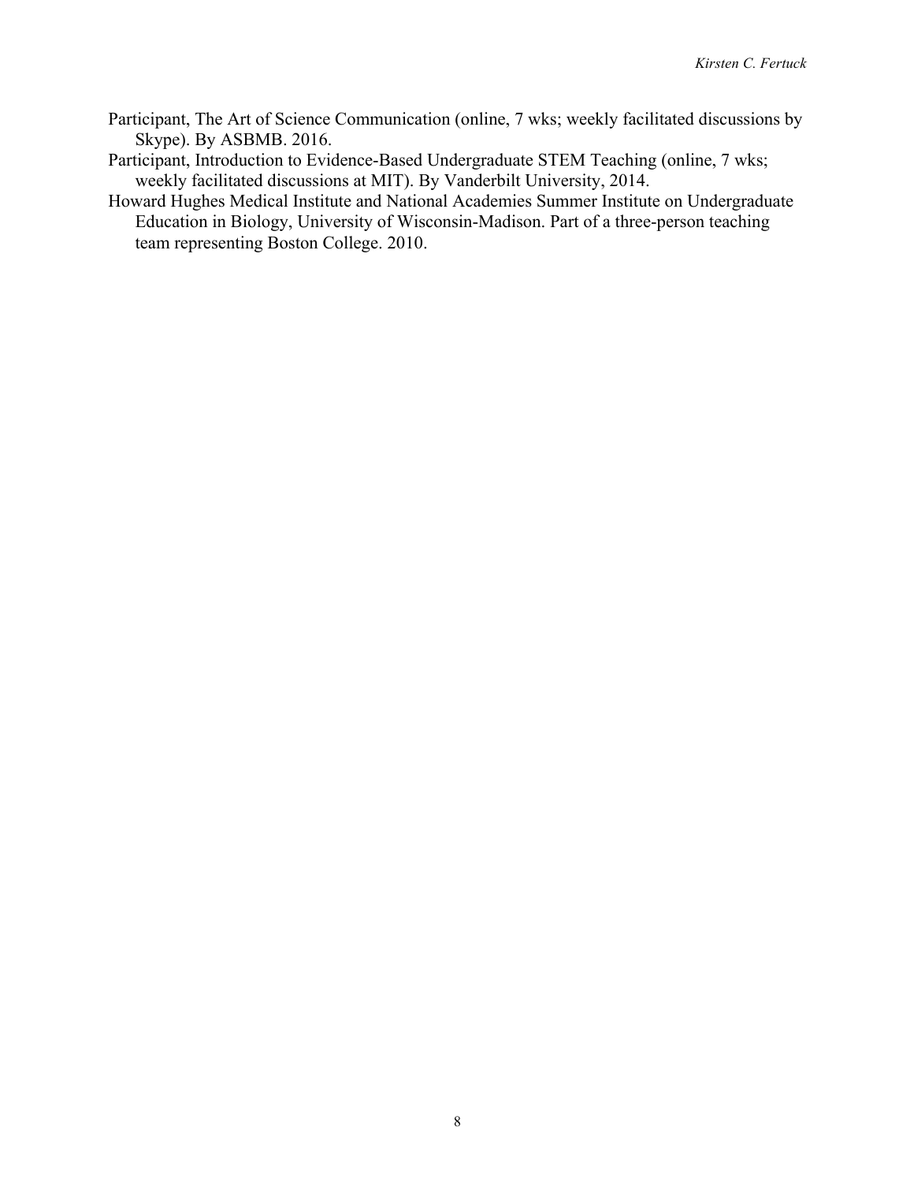Participant, The Art of Science Communication (online, 7 wks; weekly facilitated discussions by Skype). By ASBMB. 2016.

Participant, Introduction to Evidence-Based Undergraduate STEM Teaching (online, 7 wks; weekly facilitated discussions at MIT). By Vanderbilt University, 2014.

Howard Hughes Medical Institute and National Academies Summer Institute on Undergraduate Education in Biology, University of Wisconsin-Madison. Part of a three-person teaching team representing Boston College. 2010.